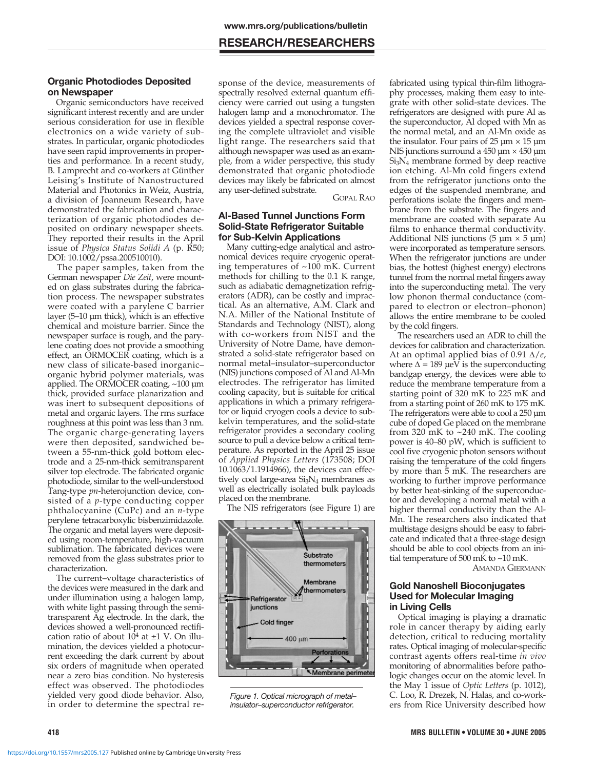## Organic Photodiodes Deposited on Newspaper

Organic semiconductors have received significant interest recently and are under serious consideration for use in flexible electronics on a wide variety of substrates. In particular, organic photodiodes have seen rapid improvements in properties and performance. In a recent study, B. Lamprecht and co-workers at Günther Leising's Institute of Nanostructured Material and Photonics in Weiz, Austria, a division of Joanneum Research, have demonstrated the fabrication and characterization of organic photodiodes deposited on ordinary newspaper sheets. They reported their results in the April issue of *Physica Status Solidi A* (p. R50; DOI: 10.1002/pssa.200510010).

The paper samples, taken from the German newspaper *Die Zeit*, were mounted on glass substrates during the fabrication process. The newspaper substrates were coated with a parylene C barrier layer (5–10 μm thick), which is an effective chemical and moisture barrier. Since the newspaper surface is rough, and the parylene coating does not provide a smoothing effect, an ORMOCER coating, which is a new class of silicate-based inorganic–organic hybrid polymer materials, was applied. The ORMOCER coating, ~100 μm thick, provided surface planarization and was inert to subsequent depositions of metal and organic layers. The rms surface roughness at this point was less than 3 nm. The organic charge-generating layers were then deposited, sandwiched between a 55-nm-thick gold bottom electrode and a 25-nm-thick semitransparent silver top electrode. The fabricated organic photodiode, similar to the well-understood Tang-type *pn*-heterojunction device, consisted of a *p*-type conducting copper phthalocyanine (CuPc) and an *n*-type perylene tetracarboxylic bisbenzimidazole. The organic and metal layers were deposited using room-temperature, high-vacuum sublimation. The fabricated devices were removed from the glass substrates prior to characterization.

The current–voltage characteristics of the devices were measured in the dark and under illumination using a halogen lamp, with white light passing through the semitransparent Ag electrode. In the dark, the devices showed a well-pronounced rectification ratio of about $10^4$ at ±1 V. On illumination, the devices yielded a photocurrent exceeding the dark current by about six orders of magnitude when operated near a zero bias condition. No hysteresis effect was observed. The photodiodes yielded very good diode behavior. Also, in order to determine the spectral response of the device, measurements of spectrally resolved external quantum efficiency were carried out using a tungsten halogen lamp and a monochromator. The devices yielded a spectral response covering the complete ultraviolet and visible light range. The researchers said that although newspaper was used as an example, from a wider perspective, this study demonstrated that organic photodiode devices may likely be fabricated on almost any user-defined substrate.

GOPAL RAO

## Al-Based Tunnel Junctions Form Solid-State Refrigerator Suitable for Sub-Kelvin Applications

Many cutting-edge analytical and astronomical devices require cryogenic operating temperatures of ~100 mK. Current methods for chilling to the 0.1 K range, such as adiabatic demagnetization refrigerators (ADR), can be costly and impractical. As an alternative, A.M. Clark and N.A. Miller of the National Institute of Standards and Technology (NIST), along with co-workers from NIST and the University of Notre Dame, have demonstrated a solid-state refrigerator based on normal metal–insulator–superconductor (NIS) junctions composed of Al and Al-Mn electrodes. The refrigerator has limited cooling capacity, but is suitable for critical applications in which a primary refrigerator or liquid cryogen cools a device to sub-kelvin temperatures, and the solid-state refrigerator provides a secondary cooling source to pull a device below a critical temperature. As reported in the April 25 issue of *Applied Physics Letters* (173508; DOI 10.1063/1.1914966), the devices can effectively cool large-area $Si_3N_4$ membranes as well as electrically isolated bulk payloads placed on the membrane.

The NIS refrigerators (see Figure 1) are fabricated using typical thin-film lithography processes, making them easy to integrate with other solid-state devices. The refrigerators are designed with pure Al as the superconductor, Al doped with Mn as the normal metal, and an Al-Mn oxide as the insulator. Four pairs of 25 μm × 15 μm NIS junctions surround a 450 μm × 450 μm $Si_3N_4$ membrane formed by deep reactive ion etching. Al-Mn cold fingers extend from the refrigerator junctions onto the edges of the suspended membrane, and perforations isolate the fingers and membrane from the substrate. The fingers and membrane are coated with separate Au films to enhance thermal conductivity. Additional NIS junctions (5 μm × 5 μm) were incorporated as temperature sensors. When the refrigerator junctions are under bias, the hottest (highest energy) electrons tunnel from the normal metal fingers away into the superconducting metal. The very low phonon thermal conductance (compared to electron or electron–phonon) allows the entire membrane to be cooled by the cold fingers.

Figure 1. Optical micrograph of metal–insulator–superconductor refrigerator.

The researchers used an ADR to chill the devices for calibration and characterization. At an optimal applied bias of 0.91 $\Delta/e$, where $\Delta$ = 189 μeV is the superconducting bandgap energy, the devices were able to reduce the membrane temperature from a starting point of 320 mK to 225 mK and from a starting point of 260 mK to 175 mK. The refrigerators were able to cool a 250 μm cube of doped Ge placed on the membrane from 320 mK to ~240 mK. The cooling power is 40–80 pW, which is sufficient to cool five cryogenic photon sensors without raising the temperature of the cold fingers by more than 5 mK. The researchers are working to further improve performance by better heat-sinking of the superconductor and developing a normal metal with a higher thermal conductivity than the Al-Mn. The researchers also indicated that multistage designs should be easy to fabricate and indicated that a three-stage design should be able to cool objects from an initial temperature of 500 mK to ~10 mK.

AMANDA GIERMANN

## Gold Nanoshell Bioconjugates Used for Molecular Imaging in Living Cells

Optical imaging is playing a dramatic role in cancer therapy by aiding early detection, critical to reducing mortality rates. Optical imaging of molecular-specific contrast agents offers real-time *in vivo* monitoring of abnormalities before pathologic changes occur on the atomic level. In the May 1 issue of *Optic Letters* (p. 1012), C. Loo, R. Drezek, N. Halas, and co-workers from Rice University described how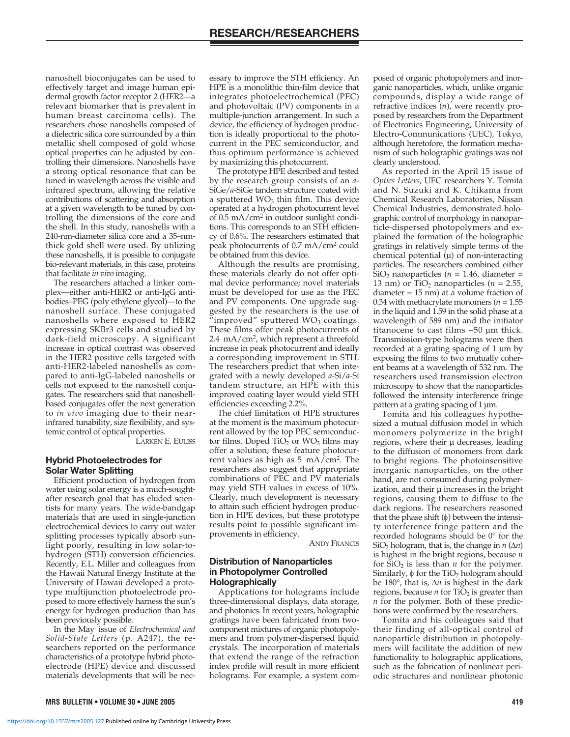nanoshell bioconjugates can be used to effectively target and image human epidermal growth factor receptor 2 (HER2—a relevant biomarker that is prevalent in human breast carcinoma cells). The researchers chose nanoshells composed of a dielectric silica core surrounded by a thin metallic shell composed of gold whose optical properties can be adjusted by controlling their dimensions. Nanoshells have a strong optical resonance that can be tuned in wavelength across the visible and infrared spectrum, allowing the relative contributions of scattering and absorption at a given wavelength to be tuned by controlling the dimensions of the core and the shell. In this study, nanoshells with a 240-nm-diameter silica core and a 35–nm-thick gold shell were used. By utilizing these nanoshells, it is possible to conjugate bio-relevant materials, in this case, proteins that facilitate *in vivo* imaging.

The researchers attached a linker complex—either anti-HER2 or anti-IgG antibodies–PEG (poly ethylene glycol)—to the nanoshell surface. These conjugated nanoshells where exposed to HER2 expressing SKBr3 cells and studied by dark-field microscopy. A significant increase in optical contrast was observed in the HER2 positive cells targeted with anti-HER2-labeled nanoshells as compared to anti-IgG-labeled nanoshells or cells not exposed to the nanoshell conjugates. The researchers said that nanoshell-based conjugates offer the next generation to *in vivo* imaging due to their near-infrared tunability, size flexibility, and systemic control of optical properties.

LARKEN E. EULISS

### Hybrid Photoelectrodes for Solar Water Splitting

Efficient production of hydrogen from water using solar energy is a much-sought-after research goal that has eluded scientists for many years. The wide-bandgap materials that are used in single-junction electrochemical devices to carry out water splitting processes typically absorb sunlight poorly, resulting in low solar-to-hydrogen (STH) conversion efficiencies. Recently, E.L. Miller and colleagues from the Hawaii Natural Energy Institute at the University of Hawaii developed a prototype multijunction photoelectrode proposed to more effectively harness the sun's energy for hydrogen production than has been previously possible.

In the May issue of *Electrochemical and Solid-State Letters* (p. A247), the researchers reported on the performance characteristics of a prototype hybrid photoelectrode (HPE) device and discussed materials developments that will be necessary to improve the STH efficiency. An HPE is a monolithic thin-film device that integrates photoelectrochemical (PEC) and photovoltaic (PV) components in a multiple-junction arrangement. In such a device, the efficiency of hydrogen production is ideally proportional to the photocurrent in the PEC semiconductor, and thus optimum performance is achieved by maximizing this photocurrent.

The prototype HPE described and tested by the research group consists of an *a*-SiGe/*a*-SiGe tandem structure coated with a sputtered $WO_3$ thin film. This device operated at a hydrogen photocurrent level of 0.5 mA/cm$^2$ in outdoor sunlight conditions. This corresponds to an STH efficiency of 0.6%. The researchers estimated that peak photocurrents of 0.7 mA/cm$^2$ could be obtained from this device.

Although the results are promising, these materials clearly do not offer optimal device performance; novel materials must be developed for use as the PEC and PV components. One upgrade suggested by the researchers is the use of "improved" sputtered $WO_3$ coatings. These films offer peak photocurrents of 2.4 mA/cm$^2$, which represent a threefold increase in peak photocurrent and ideally a corresponding improvement in STH. The researchers predict that when integrated with a newly developed *a*-Si/*a*-Si tandem structure, an HPE with this improved coating layer would yield STH efficiencies exceeding 2.2%.

The chief limitation of HPE structures at the moment is the maximum photocurrent allowed by the top PEC semiconductor films. Doped $TiO_2$ or $WO_3$ films may offer a solution; these feature photocurrent values as high as 5 mA/cm$^2$. The researchers also suggest that appropriate combinations of PEC and PV materials may yield STH values in excess of 10%. Clearly, much development is necessary to attain such efficient hydrogen production in HPE devices, but these prototype results point to possible significant improvements in efficiency.

ANDY FRANCIS

### Distribution of Nanoparticles in Photopolymer Controlled Holographically

Applications for holograms include three-dimensional displays, data storage, and photonics. In recent years, holographic gratings have been fabricated from two-component mixtures of organic photopolymers and from polymer-dispersed liquid crystals. The incorporation of materials that extend the range of the refraction index profile will result in more efficient holograms. For example, a system composed of organic photopolymers and inorganic nanoparticles, which, unlike organic compounds, display a wide range of refractive indices ($n$), were recently proposed by researchers from the Department of Electronics Engineering, University of Electro-Communications (UEC), Tokyo, although heretofore, the formation mechanism of such holographic gratings was not clearly understood.

As reported in the April 15 issue of *Optics Letters*, UEC researchers Y. Tomita and N. Suzuki and K. Chikama from Chemical Research Laboratories, Nissan Chemical Industries, demonstrated holographic control of morphology in nanoparticle-dispersed photopolymers and explained the formation of the holographic gratings in relatively simple terms of the chemical potential ($\mu$) of non-interacting particles. The researchers combined either $SiO_2$ nanoparticles ($n$ = 1.46, diameter = 13 nm) or $TiO_2$ nanoparticles ($n$ = 2.55, diameter = 15 nm) at a volume fraction of 0.34 with methacrylate monomers ($n$ = 1.55 in the liquid and 1.59 in the solid phase at a wavelength of 589 nm) and the initiator titanocene to cast films ~50 µm thick. Transmission-type holograms were then recorded at a grating spacing of 1 µm by exposing the films to two mutually coherent beams at a wavelength of 532 nm. The researchers used transmission electron microscopy to show that the nanoparticles followed the intensity interference fringe pattern at a grating spacing of 1 µm.

Tomita and his colleagues hypothesized a mutual diffusion model in which monomers polymerize in the bright regions, where their $\mu$ decreases, leading to the diffusion of monomers from dark to bright regions. The photoinsensitive inorganic nanoparticles, on the other hand, are not consumed during polymerization, and their $\mu$ increases in the bright regions, causing them to diffuse to the dark regions. The researchers reasoned that the phase shift ($\phi$) between the intensity interference fringe pattern and the recorded holograms should be 0° for the $SiO_2$ hologram, that is, the change in $n$ ($\Delta n$) is highest in the bright regions, because $n$ for $SiO_2$ is less than $n$ for the polymer. Similarly, $\phi$ for the $TiO_2$ hologram should be 180°, that is, $\Delta n$ is highest in the dark regions, because $n$ for $TiO_2$ is greater than $n$ for the polymer. Both of these predictions were confirmed by the researchers.

Tomita and his colleagues said that their finding of all-optical control of nanoparticle distribution in photopolymers will facilitate the addition of new functionality to holographic applications, such as the fabrication of nonlinear periodic structures and nonlinear photonic